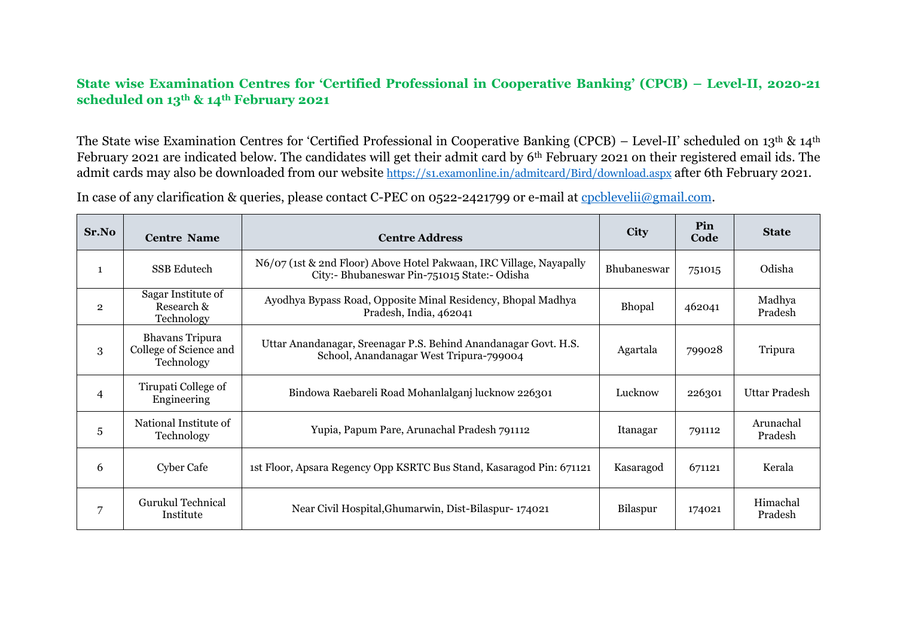## State wise Examination Centres for 'Certified Professional in Cooperative Banking' (CPCB) – Level-II, 2020-21 scheduled on 13th & 14th February 2021

The State wise Examination Centres for 'Certified Professional in Cooperative Banking (CPCB) – Level-II' scheduled on 13th & 14th February 2021 are indicated below. The candidates will get their admit card by 6th February 2021 on their registered email ids. The admit cards may also be downloaded from our website https://s1.examonline.in/admitcard/Bird/download.aspx after 6th February 2021.

In case of any clarification & queries, please contact C-PEC on 0522-2421799 or e-mail at cpcblevelii@gmail.com.

| Sr.No | Centre Name | Centre Address | City | Pin Code | State |
|---|---|---|---|---|---|
| 1 | SSB Edutech | N6/07 (1st & 2nd Floor) Above Hotel Pakwaan, IRC Village, Nayapally City:- Bhubaneswar Pin-751015 State:- Odisha | Bhubaneswar | 751015 | Odisha |
| 2 | Sagar Institute of Research & Technology | Ayodhya Bypass Road, Opposite Minal Residency, Bhopal Madhya Pradesh, India, 462041 | Bhopal | 462041 | Madhya Pradesh |
| 3 | Bhavans Tripura College of Science and Technology | Uttar Anandanagar, Sreenagar P.S. Behind Anandanagar Govt. H.S. School, Anandanagar West Tripura-799004 | Agartala | 799028 | Tripura |
| 4 | Tirupati College of Engineering | Bindowa Raebareli Road Mohanlalganj lucknow 226301 | Lucknow | 226301 | Uttar Pradesh |
| 5 | National Institute of Technology | Yupia, Papum Pare, Arunachal Pradesh 791112 | Itanagar | 791112 | Arunachal Pradesh |
| 6 | Cyber Cafe | 1st Floor, Apsara Regency Opp KSRTC Bus Stand, Kasaragod Pin: 671121 | Kasaragod | 671121 | Kerala |
| 7 | Gurukul Technical Institute | Near Civil Hospital,Ghumarwin, Dist-Bilaspur- 174021 | Bilaspur | 174021 | Himachal Pradesh |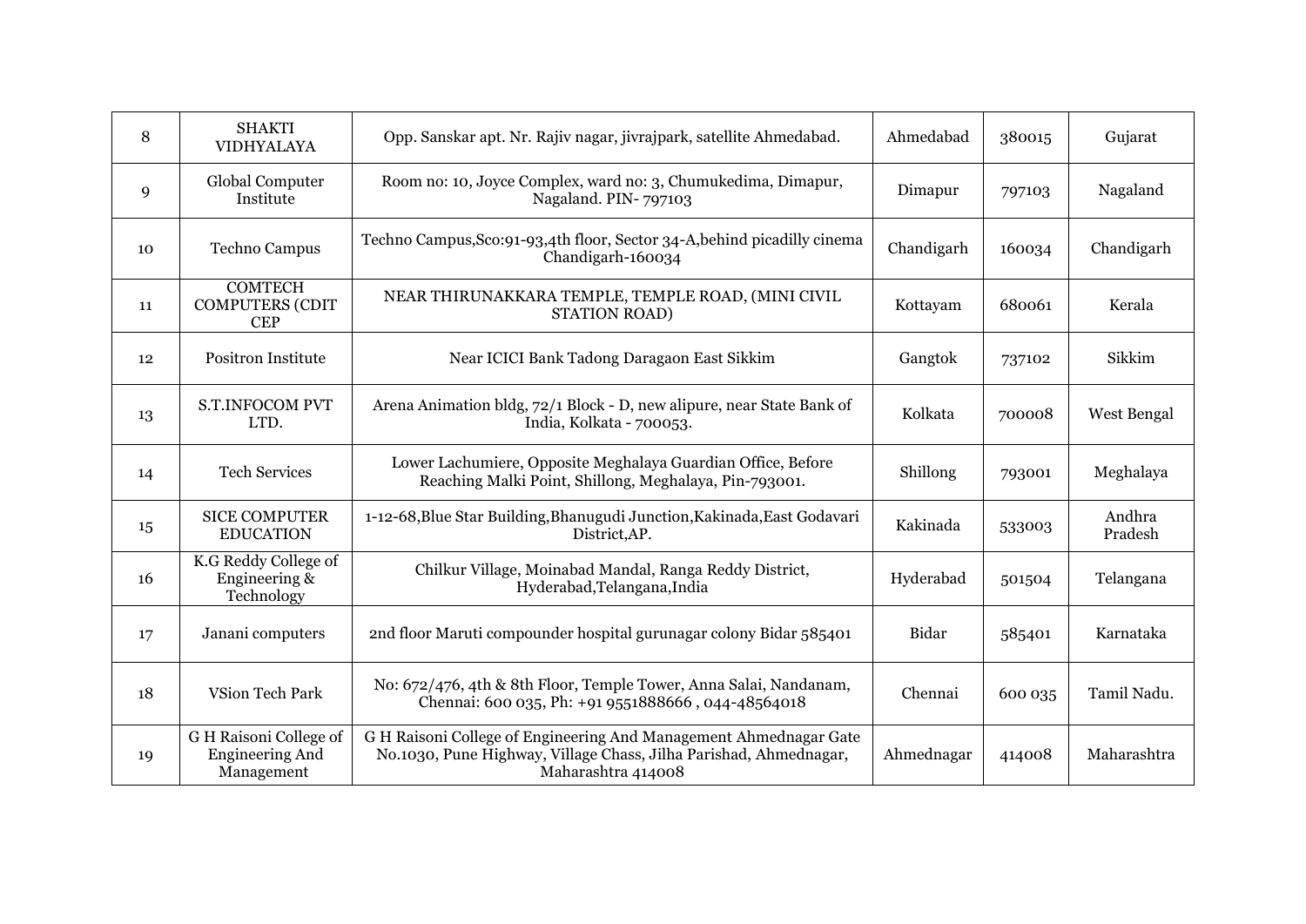| | | | | | |
|---|---|---|---|---|---|
| 8 | SHAKTI VIDHYALAYA | Opp. Sanskar apt. Nr. Rajiv nagar, jivrajpark, satellite Ahmedabad. | Ahmedabad | 380015 | Gujarat |
| 9 | Global Computer Institute | Room no: 10, Joyce Complex, ward no: 3, Chumukedima, Dimapur, Nagaland. PIN- 797103 | Dimapur | 797103 | Nagaland |
| 10 | Techno Campus | Techno Campus,Sco:91-93,4th floor, Sector 34-A,behind picadilly cinema Chandigarh-160034 | Chandigarh | 160034 | Chandigarh |
| 11 | COMTECH COMPUTERS (CDIT CEP | NEAR THIRUNAKKARA TEMPLE, TEMPLE ROAD, (MINI CIVIL STATION ROAD) | Kottayam | 680061 | Kerala |
| 12 | Positron Institute | Near ICICI Bank Tadong Daragaon East Sikkim | Gangtok | 737102 | Sikkim |
| 13 | S.T.INFOCOM PVT LTD. | Arena Animation bldg, 72/1 Block - D, new alipure, near State Bank of India, Kolkata - 700053. | Kolkata | 700008 | West Bengal |
| 14 | Tech Services | Lower Lachumiere, Opposite Meghalaya Guardian Office, Before Reaching Malki Point, Shillong, Meghalaya, Pin-793001. | Shillong | 793001 | Meghalaya |
| 15 | SICE COMPUTER EDUCATION | 1-12-68,Blue Star Building,Bhanugudi Junction,Kakinada,East Godavari District,AP. | Kakinada | 533003 | Andhra Pradesh |
| 16 | K.G Reddy College of Engineering & Technology | Chilkur Village, Moinabad Mandal, Ranga Reddy District, Hyderabad,Telangana,India | Hyderabad | 501504 | Telangana |
| 17 | Janani computers | 2nd floor Maruti compounder hospital gurunagar colony Bidar 585401 | Bidar | 585401 | Karnataka |
| 18 | VSion Tech Park | No: 672/476, 4th & 8th Floor, Temple Tower, Anna Salai, Nandanam, Chennai: 600 035, Ph: +91 9551888666 , 044-48564018 | Chennai | 600 035 | Tamil Nadu. |
| 19 | G H Raisoni College of Engineering And Management | G H Raisoni College of Engineering And Management Ahmednagar Gate No.1030, Pune Highway, Village Chass, Jilha Parishad, Ahmednagar, Maharashtra 414008 | Ahmednagar | 414008 | Maharashtra |